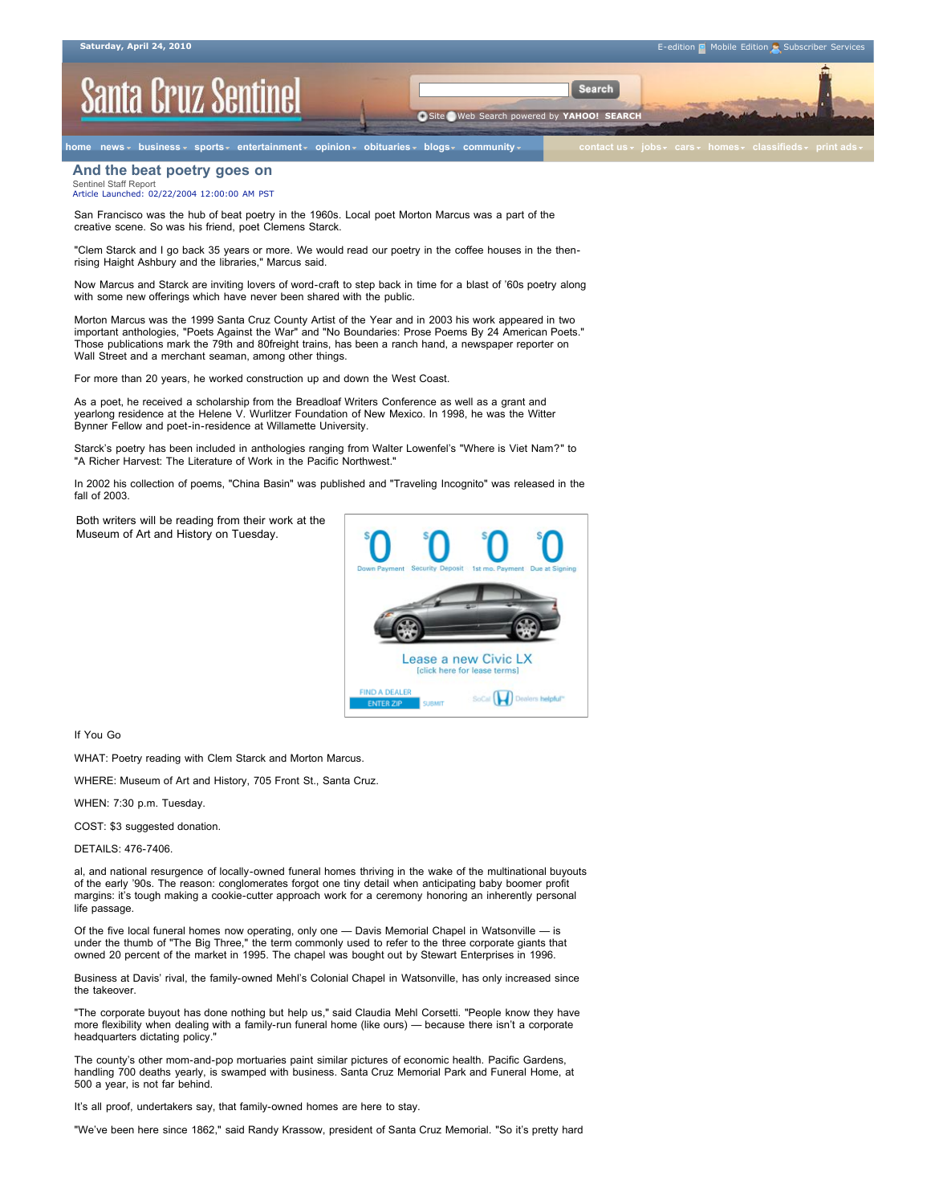## And the beat poetry goes on

Sentinel Staff Report
Article Launched: 02/22/2004 12:00:00 AM PST

San Francisco was the hub of beat poetry in the 1960s. Local poet Morton Marcus was a part of the creative scene. So was his friend, poet Clemens Starck.

"Clem Starck and I go back 35 years or more. We would read our poetry in the coffee houses in the then-rising Haight Ashbury and the libraries," Marcus said.

Now Marcus and Starck are inviting lovers of word-craft to step back in time for a blast of '60s poetry along with some new offerings which have never been shared with the public.

Morton Marcus was the 1999 Santa Cruz County Artist of the Year and in 2003 his work appeared in two important anthologies, "Poets Against the War" and "No Boundaries: Prose Poems By 24 American Poets." Those publications mark the 79th and 80freight trains, has been a ranch hand, a newspaper reporter on Wall Street and a merchant seaman, among other things.

For more than 20 years, he worked construction up and down the West Coast.

As a poet, he received a scholarship from the Breadloaf Writers Conference as well as a grant and yearlong residence at the Helene V. Wurlitzer Foundation of New Mexico. In 1998, he was the Witter Bynner Fellow and poet-in-residence at Willamette University.

Starck's poetry has been included in anthologies ranging from Walter Lowenfel's "Where is Viet Nam?" to "A Richer Harvest: The Literature of Work in the Pacific Northwest."

In 2002 his collection of poems, "China Basin" was published and "Traveling Incognito" was released in the fall of 2003.

Both writers will be reading from their work at the Museum of Art and History on Tuesday.

If You Go

WHAT: Poetry reading with Clem Starck and Morton Marcus.

WHERE: Museum of Art and History, 705 Front St., Santa Cruz.

WHEN: 7:30 p.m. Tuesday.

COST: $3 suggested donation.

DETAILS: 476-7406.

al, and national resurgence of locally-owned funeral homes thriving in the wake of the multinational buyouts of the early '90s. The reason: conglomerates forgot one tiny detail when anticipating baby boomer profit margins: it's tough making a cookie-cutter approach work for a ceremony honoring an inherently personal life passage.

Of the five local funeral homes now operating, only one — Davis Memorial Chapel in Watsonville — is under the thumb of "The Big Three," the term commonly used to refer to the three corporate giants that owned 20 percent of the market in 1995. The chapel was bought out by Stewart Enterprises in 1996.

Business at Davis' rival, the family-owned Mehl's Colonial Chapel in Watsonville, has only increased since the takeover.

"The corporate buyout has done nothing but help us," said Claudia Mehl Corsetti. "People know they have more flexibility when dealing with a family-run funeral home (like ours) — because there isn't a corporate headquarters dictating policy."

The county's other mom-and-pop mortuaries paint similar pictures of economic health. Pacific Gardens, handling 700 deaths yearly, is swamped with business. Santa Cruz Memorial Park and Funeral Home, at 500 a year, is not far behind.

It's all proof, undertakers say, that family-owned homes are here to stay.

"We've been here since 1862," said Randy Krassow, president of Santa Cruz Memorial. "So it's pretty hard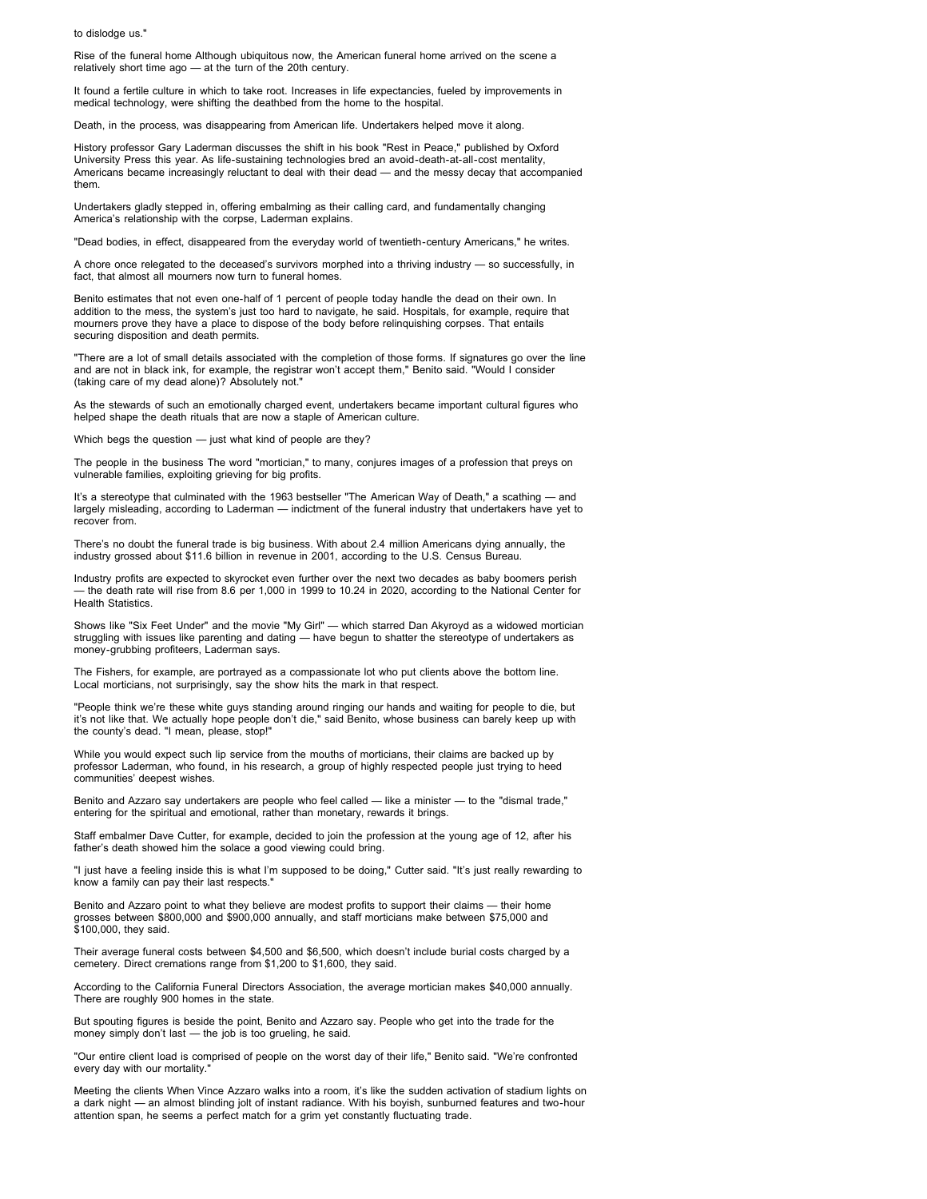to dislodge us."

**Rise of the funeral home** Although ubiquitous now, the American funeral home arrived on the scene a relatively short time ago — at the turn of the 20th century.

It found a fertile culture in which to take root. Increases in life expectancies, fueled by improvements in medical technology, were shifting the deathbed from the home to the hospital.

Death, in the process, was disappearing from American life. Undertakers helped move it along.

History professor Gary Laderman discusses the shift in his book "Rest in Peace," published by Oxford University Press this year. As life-sustaining technologies bred an avoid-death-at-all-cost mentality, Americans became increasingly reluctant to deal with their dead — and the messy decay that accompanied them.

Undertakers gladly stepped in, offering embalming as their calling card, and fundamentally changing America's relationship with the corpse, Laderman explains.

"Dead bodies, in effect, disappeared from the everyday world of twentieth-century Americans," he writes.

A chore once relegated to the deceased's survivors morphed into a thriving industry — so successfully, in fact, that almost all mourners now turn to funeral homes.

Benito estimates that not even one-half of 1 percent of people today handle the dead on their own. In addition to the mess, the system's just too hard to navigate, he said. Hospitals, for example, require that mourners prove they have a place to dispose of the body before relinquishing corpses. That entails securing disposition and death permits.

"There are a lot of small details associated with the completion of those forms. If signatures go over the line and are not in black ink, for example, the registrar won't accept them," Benito said. "Would I consider (taking care of my dead alone)? Absolutely not."

As the stewards of such an emotionally charged event, undertakers became important cultural figures who helped shape the death rituals that are now a staple of American culture.

Which begs the question — just what kind of people are they?

**The people in the business** The word "mortician," to many, conjures images of a profession that preys on vulnerable families, exploiting grieving for big profits.

It's a stereotype that culminated with the 1963 bestseller "The American Way of Death," a scathing — and largely misleading, according to Laderman — indictment of the funeral industry that undertakers have yet to recover from.

There's no doubt the funeral trade is big business. With about 2.4 million Americans dying annually, the industry grossed about $11.6 billion in revenue in 2001, according to the U.S. Census Bureau.

Industry profits are expected to skyrocket even further over the next two decades as baby boomers perish — the death rate will rise from 8.6 per 1,000 in 1999 to 10.24 in 2020, according to the National Center for Health Statistics.

Shows like "Six Feet Under" and the movie "My Girl" — which starred Dan Akyroyd as a widowed mortician struggling with issues like parenting and dating — have begun to shatter the stereotype of undertakers as money-grubbing profiteers, Laderman says.

The Fishers, for example, are portrayed as a compassionate lot who put clients above the bottom line. Local morticians, not surprisingly, say the show hits the mark in that respect.

"People think we're these white guys standing around ringing our hands and waiting for people to die, but it's not like that. We actually hope people don't die," said Benito, whose business can barely keep up with the county's dead. "I mean, please, stop!"

While you would expect such lip service from the mouths of morticians, their claims are backed up by professor Laderman, who found, in his research, a group of highly respected people just trying to heed communities' deepest wishes.

Benito and Azzaro say undertakers are people who feel called — like a minister — to the "dismal trade," entering for the spiritual and emotional, rather than monetary, rewards it brings.

Staff embalmer Dave Cutter, for example, decided to join the profession at the young age of 12, after his father's death showed him the solace a good viewing could bring.

"I just have a feeling inside this is what I'm supposed to be doing," Cutter said. "It's just really rewarding to know a family can pay their last respects."

Benito and Azzaro point to what they believe are modest profits to support their claims — their home grosses between $800,000 and $900,000 annually, and staff morticians make between $75,000 and $100,000, they said.

Their average funeral costs between $4,500 and $6,500, which doesn't include burial costs charged by a cemetery. Direct cremations range from $1,200 to $1,600, they said.

According to the California Funeral Directors Association, the average mortician makes $40,000 annually. There are roughly 900 homes in the state.

But spouting figures is beside the point, Benito and Azzaro say. People who get into the trade for the money simply don't last — the job is too grueling, he said.

"Our entire client load is comprised of people on the worst day of their life," Benito said. "We're confronted every day with our mortality."

**Meeting the clients** When Vince Azzaro walks into a room, it's like the sudden activation of stadium lights on a dark night — an almost blinding jolt of instant radiance. With his boyish, sunburned features and two-hour attention span, he seems a perfect match for a grim yet constantly fluctuating trade.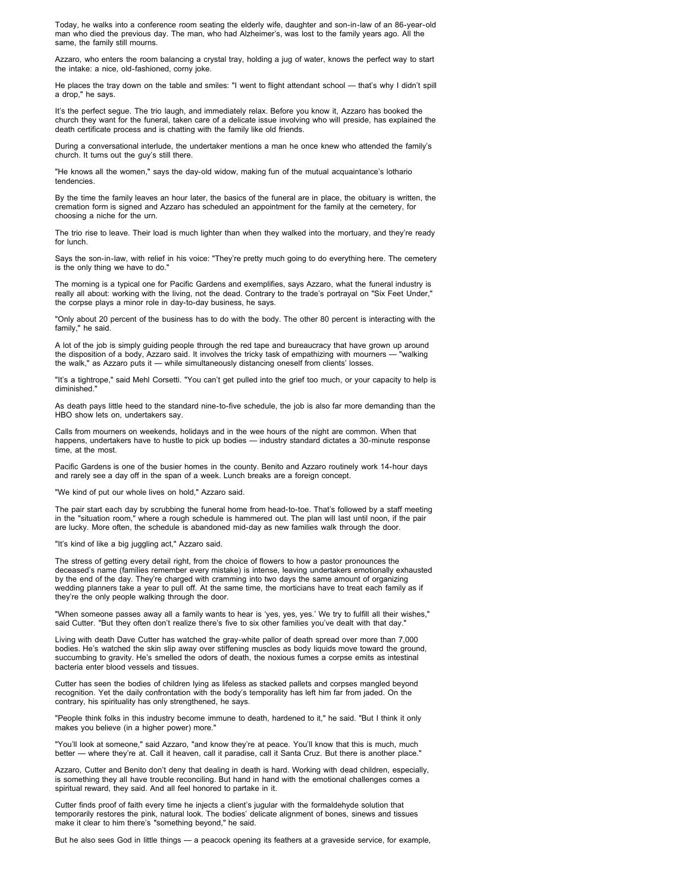Today, he walks into a conference room seating the elderly wife, daughter and son-in-law of an 86-year-old man who died the previous day. The man, who had Alzheimer's, was lost to the family years ago. All the same, the family still mourns.

Azzaro, who enters the room balancing a crystal tray, holding a jug of water, knows the perfect way to start the intake: a nice, old-fashioned, corny joke.

He places the tray down on the table and smiles: "I went to flight attendant school — that's why I didn't spill a drop," he says.

It's the perfect segue. The trio laugh, and immediately relax. Before you know it, Azzaro has booked the church they want for the funeral, taken care of a delicate issue involving who will preside, has explained the death certificate process and is chatting with the family like old friends.

During a conversational interlude, the undertaker mentions a man he once knew who attended the family's church. It turns out the guy's still there.

"He knows all the women," says the day-old widow, making fun of the mutual acquaintance's lothario tendencies.

By the time the family leaves an hour later, the basics of the funeral are in place, the obituary is written, the cremation form is signed and Azzaro has scheduled an appointment for the family at the cemetery, for choosing a niche for the urn.

The trio rise to leave. Their load is much lighter than when they walked into the mortuary, and they're ready for lunch.

Says the son-in-law, with relief in his voice: "They're pretty much going to do everything here. The cemetery is the only thing we have to do."

The morning is a typical one for Pacific Gardens and exemplifies, says Azzaro, what the funeral industry is really all about: working with the living, not the dead. Contrary to the trade's portrayal on "Six Feet Under," the corpse plays a minor role in day-to-day business, he says.

"Only about 20 percent of the business has to do with the body. The other 80 percent is interacting with the family," he said.

A lot of the job is simply guiding people through the red tape and bureaucracy that have grown up around the disposition of a body, Azzaro said. It involves the tricky task of empathizing with mourners — "walking the walk," as Azzaro puts it — while simultaneously distancing oneself from clients' losses.

"It's a tightrope," said Mehl Corsetti. "You can't get pulled into the grief too much, or your capacity to help is diminished."

As death pays little heed to the standard nine-to-five schedule, the job is also far more demanding than the HBO show lets on, undertakers say.

Calls from mourners on weekends, holidays and in the wee hours of the night are common. When that happens, undertakers have to hustle to pick up bodies — industry standard dictates a 30-minute response time, at the most.

Pacific Gardens is one of the busier homes in the county. Benito and Azzaro routinely work 14-hour days and rarely see a day off in the span of a week. Lunch breaks are a foreign concept.

"We kind of put our whole lives on hold," Azzaro said.

The pair start each day by scrubbing the funeral home from head-to-toe. That's followed by a staff meeting in the "situation room," where a rough schedule is hammered out. The plan will last until noon, if the pair are lucky. More often, the schedule is abandoned mid-day as new families walk through the door.

"It's kind of like a big juggling act," Azzaro said.

The stress of getting every detail right, from the choice of flowers to how a pastor pronounces the deceased's name (families remember every mistake) is intense, leaving undertakers emotionally exhausted by the end of the day. They're charged with cramming into two days the same amount of organizing wedding planners take a year to pull off. At the same time, the morticians have to treat each family as if they're the only people walking through the door.

"When someone passes away all a family wants to hear is 'yes, yes, yes.' We try to fulfill all their wishes," said Cutter. "But they often don't realize there's five to six other families you've dealt with that day."

Living with death Dave Cutter has watched the gray-white pallor of death spread over more than 7,000 bodies. He's watched the skin slip away over stiffening muscles as body liquids move toward the ground, succumbing to gravity. He's smelled the odors of death, the noxious fumes a corpse emits as intestinal bacteria enter blood vessels and tissues.

Cutter has seen the bodies of children lying as lifeless as stacked pallets and corpses mangled beyond recognition. Yet the daily confrontation with the body's temporality has left him far from jaded. On the contrary, his spirituality has only strengthened, he says.

"People think folks in this industry become immune to death, hardened to it," he said. "But I think it only makes you believe (in a higher power) more."

"You'll look at someone," said Azzaro, "and know they're at peace. You'll know that this is much, much better — where they're at. Call it heaven, call it paradise, call it Santa Cruz. But there is another place."

Azzaro, Cutter and Benito don't deny that dealing in death is hard. Working with dead children, especially, is something they all have trouble reconciling. But hand in hand with the emotional challenges comes a spiritual reward, they said. And all feel honored to partake in it.

Cutter finds proof of faith every time he injects a client's jugular with the formaldehyde solution that temporarily restores the pink, natural look. The bodies' delicate alignment of bones, sinews and tissues make it clear to him there's "something beyond," he said.

But he also sees God in little things — a peacock opening its feathers at a graveside service, for example,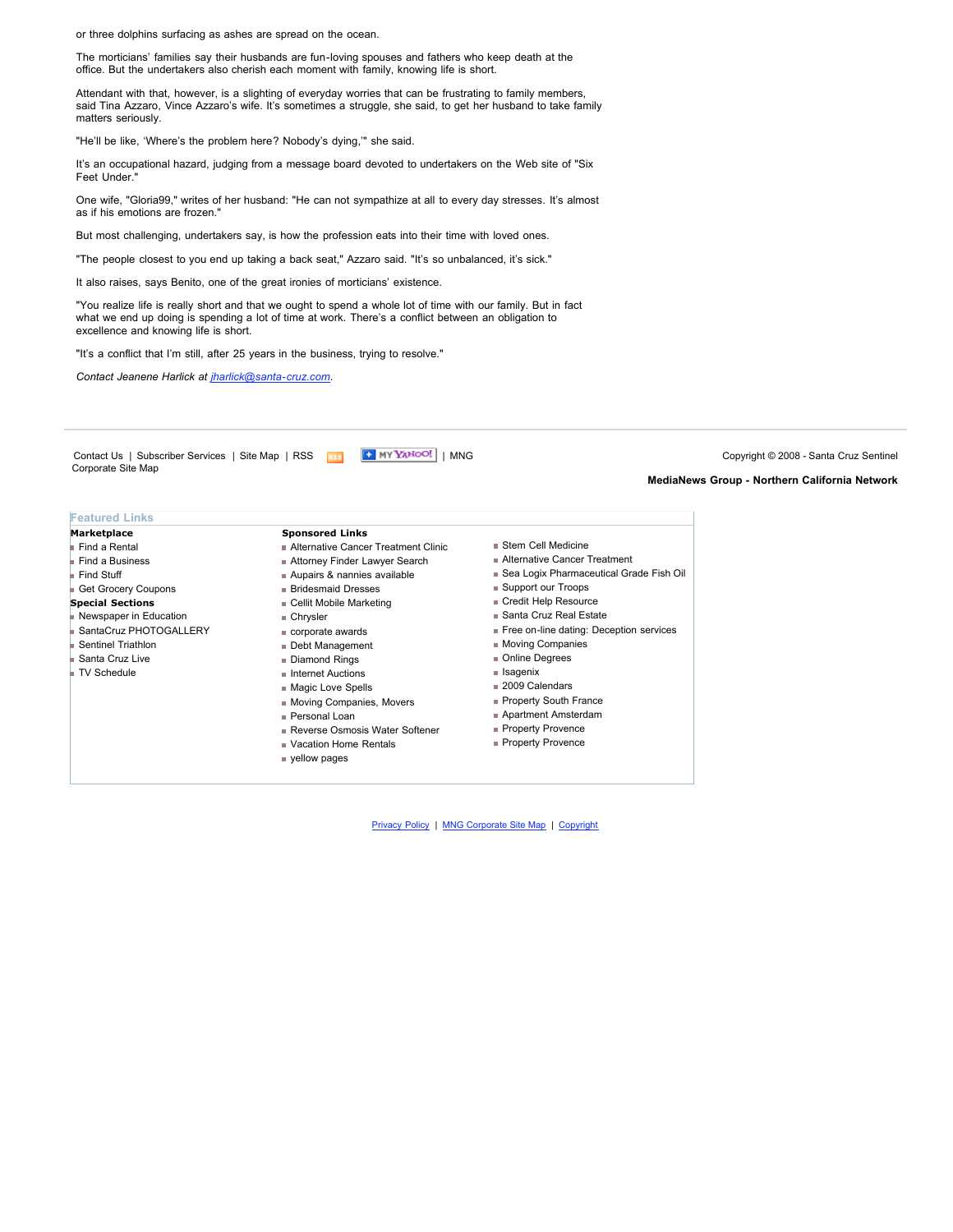or three dolphins surfacing as ashes are spread on the ocean.

The morticians' families say their husbands are fun-loving spouses and fathers who keep death at the office. But the undertakers also cherish each moment with family, knowing life is short.

Attendant with that, however, is a slighting of everyday worries that can be frustrating to family members, said Tina Azzaro, Vince Azzaro's wife. It's sometimes a struggle, she said, to get her husband to take family matters seriously.

"He'll be like, 'Where's the problem here? Nobody's dying,'" she said.

It's an occupational hazard, judging from a message board devoted to undertakers on the Web site of "Six Feet Under."

One wife, "Gloria99," writes of her husband: "He can not sympathize at all to every day stresses. It's almost as if his emotions are frozen."

But most challenging, undertakers say, is how the profession eats into their time with loved ones.

"The people closest to you end up taking a back seat," Azzaro said. "It's so unbalanced, it's sick."

It also raises, says Benito, one of the great ironies of morticians' existence.

"You realize life is really short and that we ought to spend a whole lot of time with our family. But in fact what we end up doing is spending a lot of time at work. There's a conflict between an obligation to excellence and knowing life is short.

"It's a conflict that I'm still, after 25 years in the business, trying to resolve."

*Contact Jeanene Harlick at jharlick@santa-cruz.com.*

---

Contact Us | Subscriber Services | Site Map | RSS | MY YAHOO! | MNG Corporate Site Map

Copyright © 2008 - Santa Cruz Sentinel

**MediaNews Group - Northern California Network**

**Featured Links**

**Marketplace**
- Find a Rental
- Find a Business
- Find Stuff
- Get Grocery Coupons

**Special Sections**
- Newspaper in Education
- SantaCruz PHOTOGALLERY
- Sentinel Triathlon
- Santa Cruz Live
- TV Schedule

**Sponsored Links**
- Alternative Cancer Treatment Clinic
- Attorney Finder Lawyer Search
- Aupairs & nannies available
- Bridesmaid Dresses
- Cellit Mobile Marketing
- Chrysler
- corporate awards
- Debt Management
- Diamond Rings
- Internet Auctions
- Magic Love Spells
- Moving Companies, Movers
- Personal Loan
- Reverse Osmosis Water Softener
- Vacation Home Rentals
- yellow pages
- Stem Cell Medicine
- Alternative Cancer Treatment
- Sea Logix Pharmaceutical Grade Fish Oil
- Support our Troops
- Credit Help Resource
- Santa Cruz Real Estate
- Free on-line dating: Deception services
- Moving Companies
- Online Degrees
- Isagenix
- 2009 Calendars
- Property South France
- Apartment Amsterdam
- Property Provence
- Property Provence

Privacy Policy | MNG Corporate Site Map | Copyright